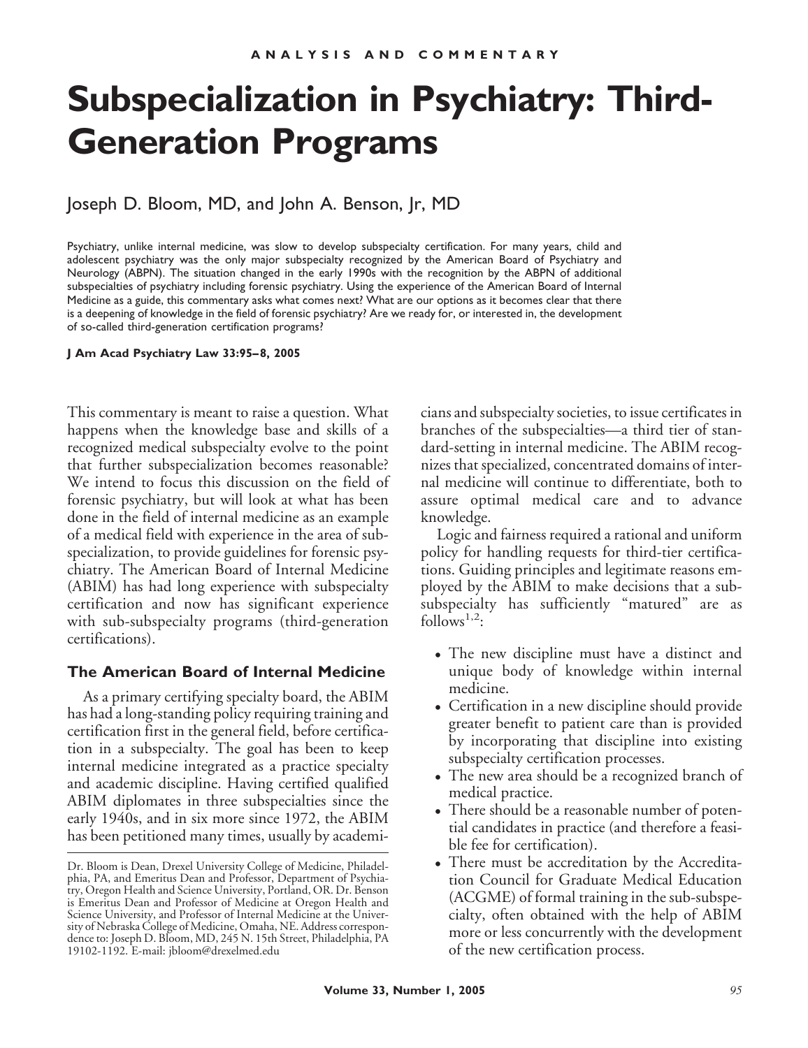ANALYSIS AND COMMENTARY

# Subspecialization in Psychiatry: Third-Generation Programs

Joseph D. Bloom, MD, and John A. Benson, Jr, MD

Psychiatry, unlike internal medicine, was slow to develop subspecialty certification. For many years, child and adolescent psychiatry was the only major subspecialty recognized by the American Board of Psychiatry and Neurology (ABPN). The situation changed in the early 1990s with the recognition by the ABPN of additional subspecialties of psychiatry including forensic psychiatry. Using the experience of the American Board of Internal Medicine as a guide, this commentary asks what comes next? What are our options as it becomes clear that there is a deepening of knowledge in the field of forensic psychiatry? Are we ready for, or interested in, the development of so-called third-generation certification programs?

**J Am Acad Psychiatry Law 33:95–8, 2005**

This commentary is meant to raise a question. What happens when the knowledge base and skills of a recognized medical subspecialty evolve to the point that further subspecialization becomes reasonable? We intend to focus this discussion on the field of forensic psychiatry, but will look at what has been done in the field of internal medicine as an example of a medical field with experience in the area of subspecialization, to provide guidelines for forensic psychiatry. The American Board of Internal Medicine (ABIM) has had long experience with subspecialty certification and now has significant experience with sub-subspecialty programs (third-generation certifications).

## The American Board of Internal Medicine

As a primary certifying specialty board, the ABIM has had a long-standing policy requiring training and certification first in the general field, before certification in a subspecialty. The goal has been to keep internal medicine integrated as a practice specialty and academic discipline. Having certified qualified ABIM diplomates in three subspecialties since the early 1940s, and in six more since 1972, the ABIM has been petitioned many times, usually by academicians and subspecialty societies, to issue certificates in branches of the subspecialties—a third tier of standard-setting in internal medicine. The ABIM recognizes that specialized, concentrated domains of internal medicine will continue to differentiate, both to assure optimal medical care and to advance knowledge.

Logic and fairness required a rational and uniform policy for handling requests for third-tier certifications. Guiding principles and legitimate reasons employed by the ABIM to make decisions that a sub-subspecialty has sufficiently "matured" are as follows[1,2]:

- The new discipline must have a distinct and unique body of knowledge within internal medicine.
- Certification in a new discipline should provide greater benefit to patient care than is provided by incorporating that discipline into existing subspecialty certification processes.
- The new area should be a recognized branch of medical practice.
- There should be a reasonable number of potential candidates in practice (and therefore a feasible fee for certification).
- There must be accreditation by the Accreditation Council for Graduate Medical Education (ACGME) of formal training in the sub-subspecialty, often obtained with the help of ABIM more or less concurrently with the development of the new certification process.

Dr. Bloom is Dean, Drexel University College of Medicine, Philadelphia, PA, and Emeritus Dean and Professor, Department of Psychiatry, Oregon Health and Science University, Portland, OR. Dr. Benson is Emeritus Dean and Professor of Medicine at Oregon Health and Science University, and Professor of Internal Medicine at the University of Nebraska College of Medicine, Omaha, NE. Address correspondence to: Joseph D. Bloom, MD, 245 N. 15th Street, Philadelphia, PA 19102-1192. E-mail: jbloom@drexelmed.edu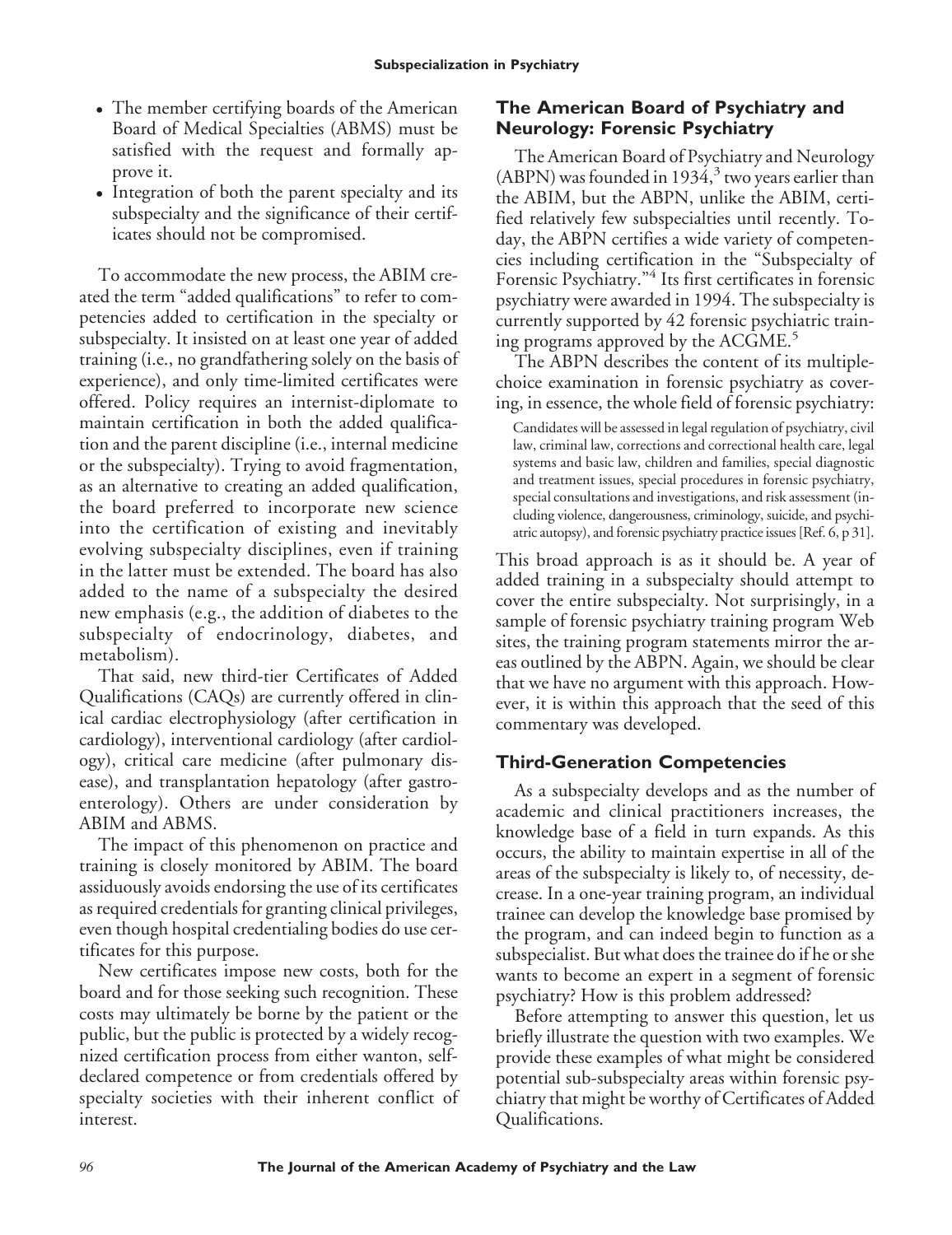- The member certifying boards of the American Board of Medical Specialties (ABMS) must be satisfied with the request and formally approve it.
- Integration of both the parent specialty and its subspecialty and the significance of their certificates should not be compromised.

To accommodate the new process, the ABIM created the term "added qualifications" to refer to competencies added to certification in the specialty or subspecialty. It insisted on at least one year of added training (i.e., no grandfathering solely on the basis of experience), and only time-limited certificates were offered. Policy requires an internist-diplomate to maintain certification in both the added qualification and the parent discipline (i.e., internal medicine or the subspecialty). Trying to avoid fragmentation, as an alternative to creating an added qualification, the board preferred to incorporate new science into the certification of existing and inevitably evolving subspecialty disciplines, even if training in the latter must be extended. The board has also added to the name of a subspecialty the desired new emphasis (e.g., the addition of diabetes to the subspecialty of endocrinology, diabetes, and metabolism).

That said, new third-tier Certificates of Added Qualifications (CAQs) are currently offered in clinical cardiac electrophysiology (after certification in cardiology), interventional cardiology (after cardiology), critical care medicine (after pulmonary disease), and transplantation hepatology (after gastroenterology). Others are under consideration by ABIM and ABMS.

The impact of this phenomenon on practice and training is closely monitored by ABIM. The board assiduously avoids endorsing the use of its certificates as required credentials for granting clinical privileges, even though hospital credentialing bodies do use certificates for this purpose.

New certificates impose new costs, both for the board and for those seeking such recognition. These costs may ultimately be borne by the patient or the public, but the public is protected by a widely recognized certification process from either wanton, self-declared competence or from credentials offered by specialty societies with their inherent conflict of interest.

## The American Board of Psychiatry and Neurology: Forensic Psychiatry

The American Board of Psychiatry and Neurology (ABPN) was founded in 1934,[3] two years earlier than the ABIM, but the ABPN, unlike the ABIM, certified relatively few subspecialties until recently. Today, the ABPN certifies a wide variety of competencies including certification in the "Subspecialty of Forensic Psychiatry."[4] Its first certificates in forensic psychiatry were awarded in 1994. The subspecialty is currently supported by 42 forensic psychiatric training programs approved by the ACGME.[5]

The ABPN describes the content of its multiple-choice examination in forensic psychiatry as covering, in essence, the whole field of forensic psychiatry:

> Candidates will be assessed in legal regulation of psychiatry, civil law, criminal law, corrections and correctional health care, legal systems and basic law, children and families, special diagnostic and treatment issues, special procedures in forensic psychiatry, special consultations and investigations, and risk assessment (including violence, dangerousness, criminology, suicide, and psychiatric autopsy), and forensic psychiatry practice issues [Ref. 6, p 31].

This broad approach is as it should be. A year of added training in a subspecialty should attempt to cover the entire subspecialty. Not surprisingly, in a sample of forensic psychiatry training program Web sites, the training program statements mirror the areas outlined by the ABPN. Again, we should be clear that we have no argument with this approach. However, it is within this approach that the seed of this commentary was developed.

## Third-Generation Competencies

As a subspecialty develops and as the number of academic and clinical practitioners increases, the knowledge base of a field in turn expands. As this occurs, the ability to maintain expertise in all of the areas of the subspecialty is likely to, of necessity, decrease. In a one-year training program, an individual trainee can develop the knowledge base promised by the program, and can indeed begin to function as a subspecialist. But what does the trainee do if he or she wants to become an expert in a segment of forensic psychiatry? How is this problem addressed?

Before attempting to answer this question, let us briefly illustrate the question with two examples. We provide these examples of what might be considered potential sub-subspecialty areas within forensic psychiatry that might be worthy of Certificates of Added Qualifications.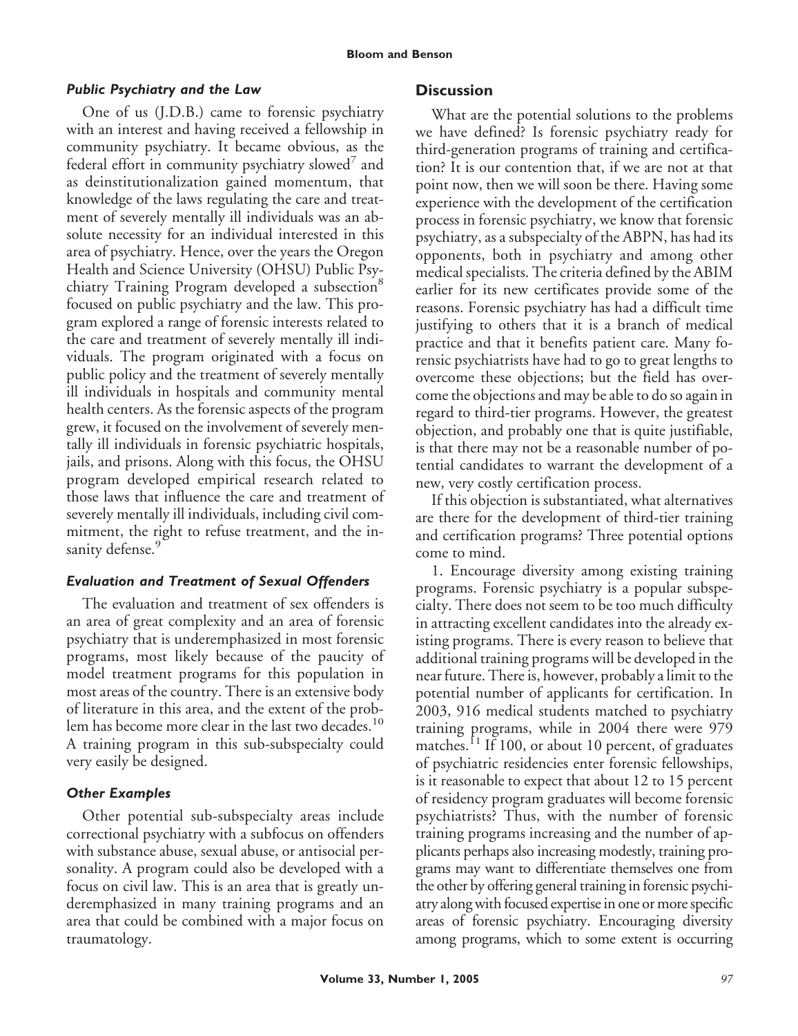### *Public Psychiatry and the Law*

One of us (J.D.B.) came to forensic psychiatry with an interest and having received a fellowship in community psychiatry. It became obvious, as the federal effort in community psychiatry slowed[7] and as deinstitutionalization gained momentum, that knowledge of the laws regulating the care and treatment of severely mentally ill individuals was an absolute necessity for an individual interested in this area of psychiatry. Hence, over the years the Oregon Health and Science University (OHSU) Public Psychiatry Training Program developed a subsection[8] focused on public psychiatry and the law. This program explored a range of forensic interests related to the care and treatment of severely mentally ill individuals. The program originated with a focus on public policy and the treatment of severely mentally ill individuals in hospitals and community mental health centers. As the forensic aspects of the program grew, it focused on the involvement of severely mentally ill individuals in forensic psychiatric hospitals, jails, and prisons. Along with this focus, the OHSU program developed empirical research related to those laws that influence the care and treatment of severely mentally ill individuals, including civil commitment, the right to refuse treatment, and the insanity defense.[9]

### *Evaluation and Treatment of Sexual Offenders*

The evaluation and treatment of sex offenders is an area of great complexity and an area of forensic psychiatry that is underemphasized in most forensic programs, most likely because of the paucity of model treatment programs for this population in most areas of the country. There is an extensive body of literature in this area, and the extent of the problem has become more clear in the last two decades.[10] A training program in this sub-subspecialty could very easily be designed.

### *Other Examples*

Other potential sub-subspecialty areas include correctional psychiatry with a subfocus on offenders with substance abuse, sexual abuse, or antisocial personality. A program could also be developed with a focus on civil law. This is an area that is greatly underemphasized in many training programs and an area that could be combined with a major focus on traumatology.

## Discussion

What are the potential solutions to the problems we have defined? Is forensic psychiatry ready for third-generation programs of training and certification? It is our contention that, if we are not at that point now, then we will soon be there. Having some experience with the development of the certification process in forensic psychiatry, we know that forensic psychiatry, as a subspecialty of the ABPN, has had its opponents, both in psychiatry and among other medical specialists. The criteria defined by the ABIM earlier for its new certificates provide some of the reasons. Forensic psychiatry has had a difficult time justifying to others that it is a branch of medical practice and that it benefits patient care. Many forensic psychiatrists have had to go to great lengths to overcome these objections; but the field has overcome the objections and may be able to do so again in regard to third-tier programs. However, the greatest objection, and probably one that is quite justifiable, is that there may not be a reasonable number of potential candidates to warrant the development of a new, very costly certification process.

If this objection is substantiated, what alternatives are there for the development of third-tier training and certification programs? Three potential options come to mind.

1. Encourage diversity among existing training programs. Forensic psychiatry is a popular subspecialty. There does not seem to be too much difficulty in attracting excellent candidates into the already existing programs. There is every reason to believe that additional training programs will be developed in the near future. There is, however, probably a limit to the potential number of applicants for certification. In 2003, 916 medical students matched to psychiatry training programs, while in 2004 there were 979 matches.[11] If 100, or about 10 percent, of graduates of psychiatric residencies enter forensic fellowships, is it reasonable to expect that about 12 to 15 percent of residency program graduates will become forensic psychiatrists? Thus, with the number of forensic training programs increasing and the number of applicants perhaps also increasing modestly, training programs may want to differentiate themselves one from the other by offering general training in forensic psychiatry along with focused expertise in one or more specific areas of forensic psychiatry. Encouraging diversity among programs, which to some extent is occurring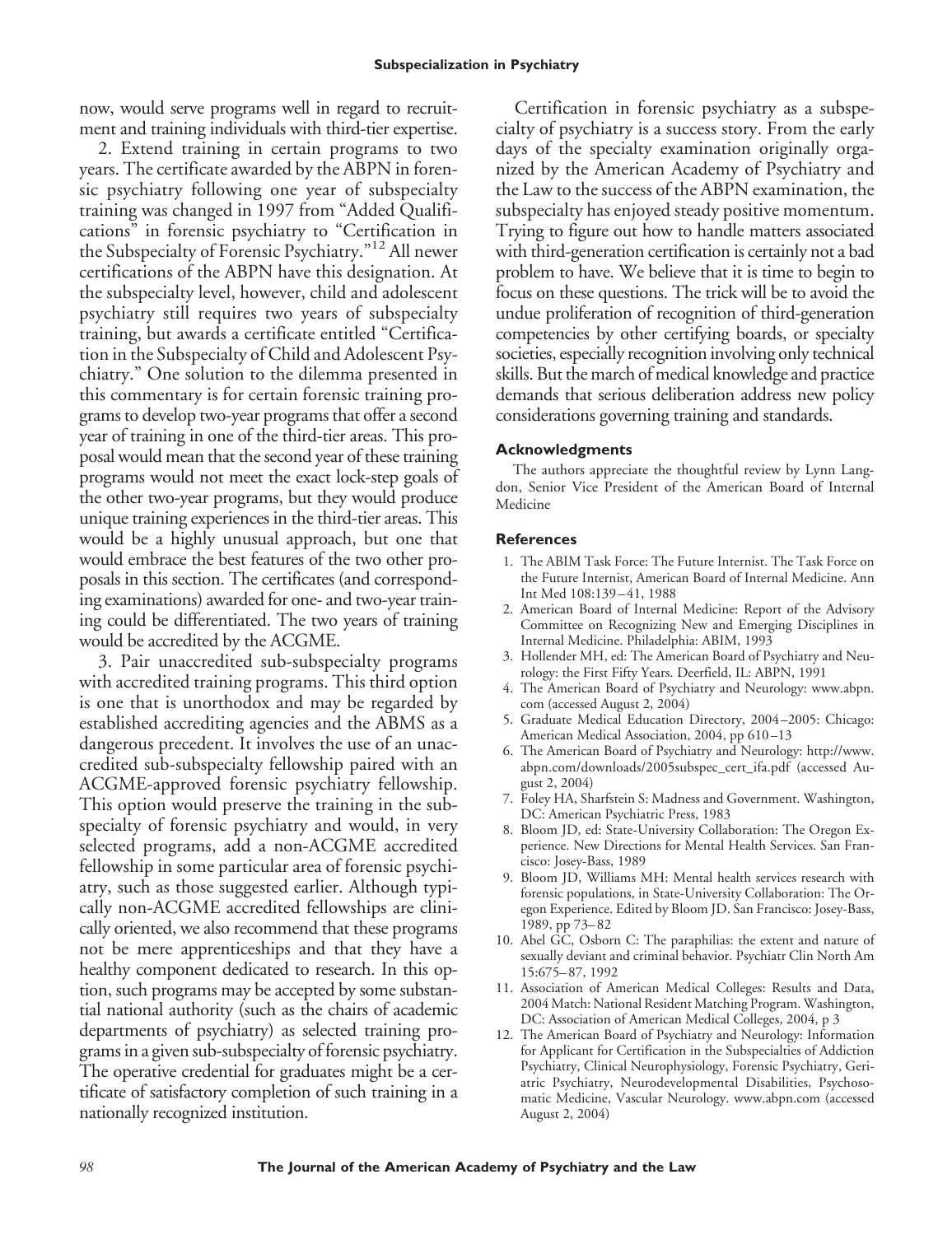now, would serve programs well in regard to recruitment and training individuals with third-tier expertise.

2. Extend training in certain programs to two years. The certificate awarded by the ABPN in forensic psychiatry following one year of subspecialty training was changed in 1997 from "Added Qualifications" in forensic psychiatry to "Certification in the Subspecialty of Forensic Psychiatry."[12] All newer certifications of the ABPN have this designation. At the subspecialty level, however, child and adolescent psychiatry still requires two years of subspecialty training, but awards a certificate entitled "Certification in the Subspecialty of Child and Adolescent Psychiatry." One solution to the dilemma presented in this commentary is for certain forensic training programs to develop two-year programs that offer a second year of training in one of the third-tier areas. This proposal would mean that the second year of these training programs would not meet the exact lock-step goals of the other two-year programs, but they would produce unique training experiences in the third-tier areas. This would be a highly unusual approach, but one that would embrace the best features of the two other proposals in this section. The certificates (and corresponding examinations) awarded for one- and two-year training could be differentiated. The two years of training would be accredited by the ACGME.

3. Pair unaccredited sub-subspecialty programs with accredited training programs. This third option is one that is unorthodox and may be regarded by established accrediting agencies and the ABMS as a dangerous precedent. It involves the use of an unaccredited sub-subspecialty fellowship paired with an ACGME-approved forensic psychiatry fellowship. This option would preserve the training in the subspecialty of forensic psychiatry and would, in very selected programs, add a non-ACGME accredited fellowship in some particular area of forensic psychiatry, such as those suggested earlier. Although typically non-ACGME accredited fellowships are clinically oriented, we also recommend that these programs not be mere apprenticeships and that they have a healthy component dedicated to research. In this option, such programs may be accepted by some substantial national authority (such as the chairs of academic departments of psychiatry) as selected training programs in a given sub-subspecialty of forensic psychiatry. The operative credential for graduates might be a certificate of satisfactory completion of such training in a nationally recognized institution.

Certification in forensic psychiatry as a subspecialty of psychiatry is a success story. From the early days of the specialty examination originally organized by the American Academy of Psychiatry and the Law to the success of the ABPN examination, the subspecialty has enjoyed steady positive momentum. Trying to figure out how to handle matters associated with third-generation certification is certainly not a bad problem to have. We believe that it is time to begin to focus on these questions. The trick will be to avoid the undue proliferation of recognition of third-generation competencies by other certifying boards, or specialty societies, especially recognition involving only technical skills. But the march of medical knowledge and practice demands that serious deliberation address new policy considerations governing training and standards.

### Acknowledgments

The authors appreciate the thoughtful review by Lynn Langdon, Senior Vice President of the American Board of Internal Medicine

### References

1. The ABIM Task Force: The Future Internist. The Task Force on the Future Internist, American Board of Internal Medicine. Ann Int Med 108:139–41, 1988
2. American Board of Internal Medicine: Report of the Advisory Committee on Recognizing New and Emerging Disciplines in Internal Medicine. Philadelphia: ABIM, 1993
3. Hollender MH, ed: The American Board of Psychiatry and Neurology: the First Fifty Years. Deerfield, IL: ABPN, 1991
4. The American Board of Psychiatry and Neurology: www.abpn.com (accessed August 2, 2004)
5. Graduate Medical Education Directory, 2004–2005: Chicago: American Medical Association, 2004, pp 610–13
6. The American Board of Psychiatry and Neurology: http://www.abpn.com/downloads/2005subspec_cert_ifa.pdf (accessed August 2, 2004)
7. Foley HA, Sharfstein S: Madness and Government. Washington, DC: American Psychiatric Press, 1983
8. Bloom JD, ed: State-University Collaboration: The Oregon Experience. New Directions for Mental Health Services. San Francisco: Josey-Bass, 1989
9. Bloom JD, Williams MH: Mental health services research with forensic populations, in State-University Collaboration: The Oregon Experience. Edited by Bloom JD. San Francisco: Josey-Bass, 1989, pp 73–82
10. Abel GC, Osborn C: The paraphilias: the extent and nature of sexually deviant and criminal behavior. Psychiatr Clin North Am 15:675–87, 1992
11. Association of American Medical Colleges: Results and Data, 2004 Match: National Resident Matching Program. Washington, DC: Association of American Medical Colleges, 2004, p 3
12. The American Board of Psychiatry and Neurology: Information for Applicant for Certification in the Subspecialties of Addiction Psychiatry, Clinical Neurophysiology, Forensic Psychiatry, Geriatric Psychiatry, Neurodevelopmental Disabilities, Psychosomatic Medicine, Vascular Neurology. www.abpn.com (accessed August 2, 2004)